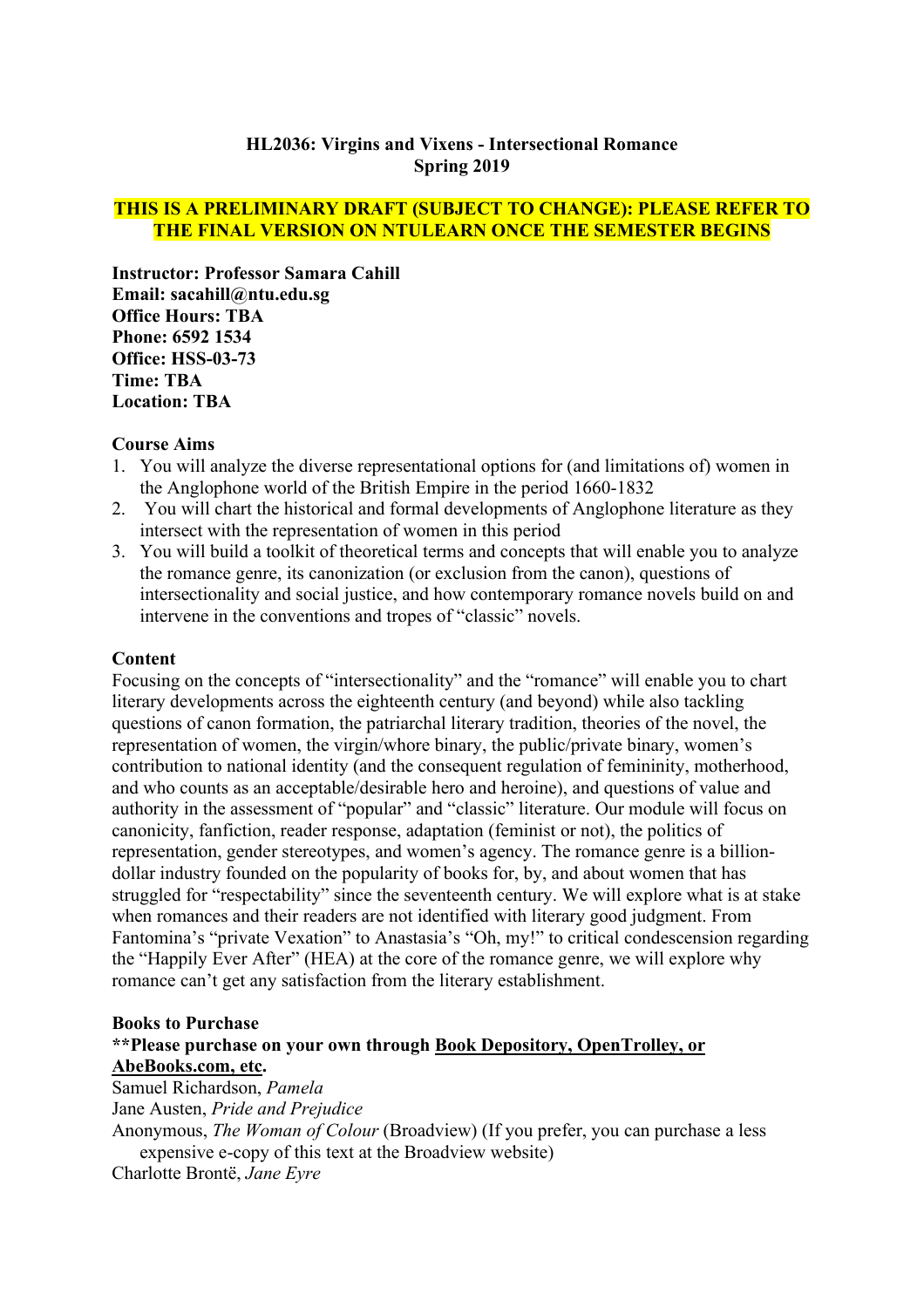**HL2036: Virgins and Vixens - Intersectional Romance**
**Spring 2019**

**THIS IS A PRELIMINARY DRAFT (SUBJECT TO CHANGE): PLEASE REFER TO THE FINAL VERSION ON NTULEARN ONCE THE SEMESTER BEGINS**

**Instructor: Professor Samara Cahill**
**Email: sacahill@ntu.edu.sg**
**Office Hours: TBA**
**Phone: 6592 1534**
**Office: HSS-03-73**
**Time: TBA**
**Location: TBA**

**Course Aims**

1. You will analyze the diverse representational options for (and limitations of) women in the Anglophone world of the British Empire in the period 1660-1832
2. You will chart the historical and formal developments of Anglophone literature as they intersect with the representation of women in this period
3. You will build a toolkit of theoretical terms and concepts that will enable you to analyze the romance genre, its canonization (or exclusion from the canon), questions of intersectionality and social justice, and how contemporary romance novels build on and intervene in the conventions and tropes of "classic" novels.

**Content**

Focusing on the concepts of "intersectionality" and the "romance" will enable you to chart literary developments across the eighteenth century (and beyond) while also tackling questions of canon formation, the patriarchal literary tradition, theories of the novel, the representation of women, the virgin/whore binary, the public/private binary, women's contribution to national identity (and the consequent regulation of femininity, motherhood, and who counts as an acceptable/desirable hero and heroine), and questions of value and authority in the assessment of "popular" and "classic" literature. Our module will focus on canonicity, fanfiction, reader response, adaptation (feminist or not), the politics of representation, gender stereotypes, and women's agency. The romance genre is a billion-dollar industry founded on the popularity of books for, by, and about women that has struggled for "respectability" since the seventeenth century. We will explore what is at stake when romances and their readers are not identified with literary good judgment. From Fantomina's "private Vexation" to Anastasia's "Oh, my!" to critical condescension regarding the "Happily Ever After" (HEA) at the core of the romance genre, we will explore why romance can't get any satisfaction from the literary establishment.

**Books to Purchase**

**\*\*Please purchase on your own through Book Depository, OpenTrolley, or AbeBooks.com, etc.**

Samuel Richardson, *Pamela*
Jane Austen, *Pride and Prejudice*
Anonymous, *The Woman of Colour* (Broadview) (If you prefer, you can purchase a less expensive e-copy of this text at the Broadview website)
Charlotte Brontë, *Jane Eyre*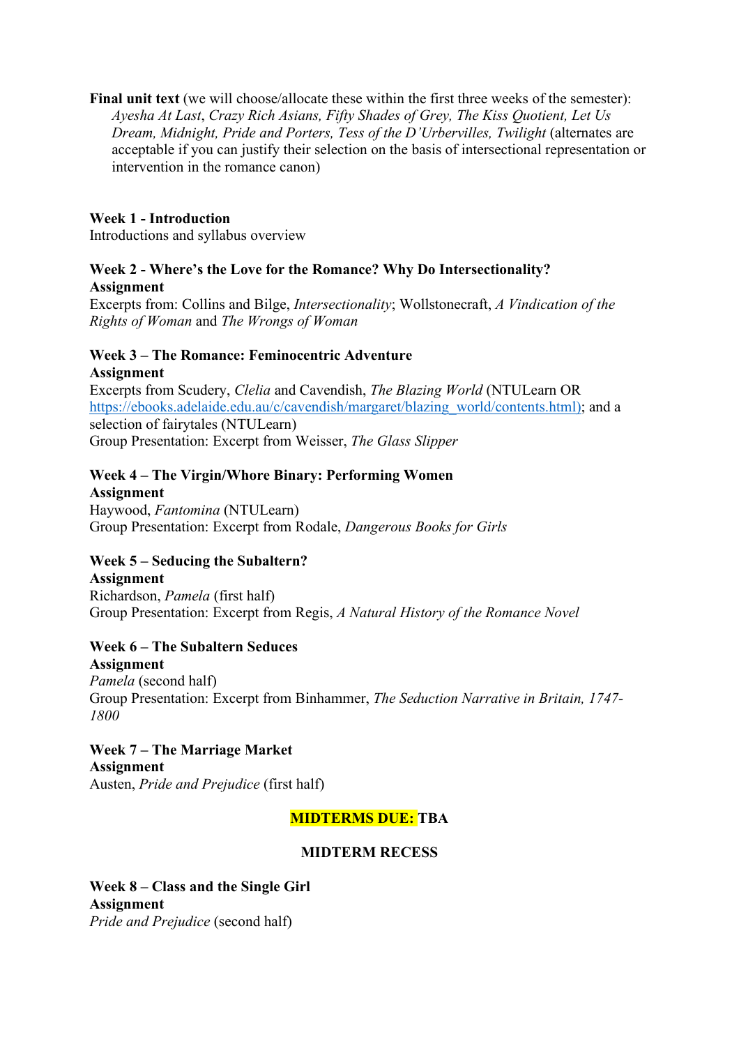**Final unit text** (we will choose/allocate these within the first three weeks of the semester):

*Ayesha At Last*, *Crazy Rich Asians, Fifty Shades of Grey, The Kiss Quotient, Let Us Dream, Midnight, Pride and Porters, Tess of the D'Urbervilles, Twilight* (alternates are acceptable if you can justify their selection on the basis of intersectional representation or intervention in the romance canon)

**Week 1 - Introduction**
Introductions and syllabus overview

**Week 2 - Where's the Love for the Romance? Why Do Intersectionality?**
**Assignment**
Excerpts from: Collins and Bilge, *Intersectionality*; Wollstonecraft, *A Vindication of the Rights of Woman* and *The Wrongs of Woman*

**Week 3 – The Romance: Feminocentric Adventure**
**Assignment**
Excerpts from Scudery, *Clelia* and Cavendish, *The Blazing World* (NTULearn OR [https://ebooks.adelaide.edu.au/c/cavendish/margaret/blazing_world/contents.html)](https://ebooks.adelaide.edu.au/c/cavendish/margaret/blazing_world/contents.html); and a selection of fairytales (NTULearn)
Group Presentation: Excerpt from Weisser, *The Glass Slipper*

**Week 4 – The Virgin/Whore Binary: Performing Women**
**Assignment**
Haywood, *Fantomina* (NTULearn)
Group Presentation: Excerpt from Rodale, *Dangerous Books for Girls*

**Week 5 – Seducing the Subaltern?**
**Assignment**
Richardson, *Pamela* (first half)
Group Presentation: Excerpt from Regis, *A Natural History of the Romance Novel*

**Week 6 – The Subaltern Seduces**
**Assignment**
*Pamela* (second half)
Group Presentation: Excerpt from Binhammer, *The Seduction Narrative in Britain, 1747-1800*

**Week 7 – The Marriage Market**
**Assignment**
Austen, *Pride and Prejudice* (first half)

**MIDTERMS DUE: TBA**

**MIDTERM RECESS**

**Week 8 – Class and the Single Girl**
**Assignment**
*Pride and Prejudice* (second half)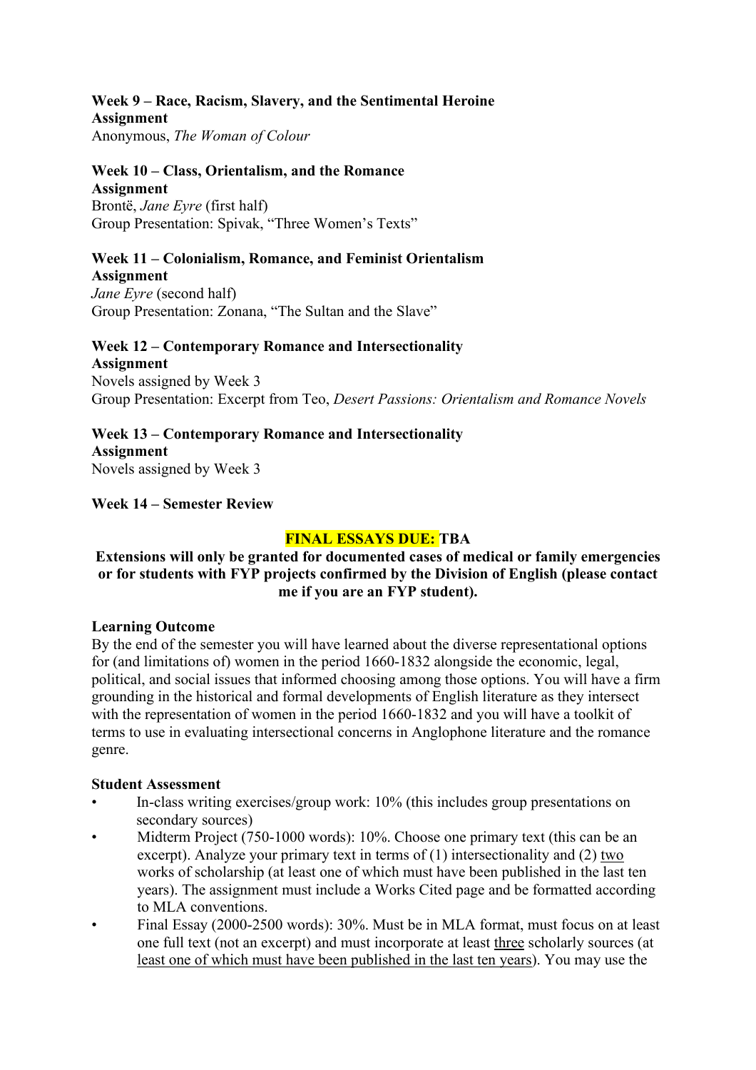**Week 9 – Race, Racism, Slavery, and the Sentimental Heroine**
**Assignment**
Anonymous, *The Woman of Colour*

**Week 10 – Class, Orientalism, and the Romance**
**Assignment**
Brontë, *Jane Eyre* (first half)
Group Presentation: Spivak, "Three Women's Texts"

**Week 11 – Colonialism, Romance, and Feminist Orientalism**
**Assignment**
*Jane Eyre* (second half)
Group Presentation: Zonana, "The Sultan and the Slave"

**Week 12 – Contemporary Romance and Intersectionality**
**Assignment**
Novels assigned by Week 3
Group Presentation: Excerpt from Teo, *Desert Passions: Orientalism and Romance Novels*

**Week 13 – Contemporary Romance and Intersectionality**
**Assignment**
Novels assigned by Week 3

**Week 14 – Semester Review**

**FINAL ESSAYS DUE: TBA**

**Extensions will only be granted for documented cases of medical or family emergencies or for students with FYP projects confirmed by the Division of English (please contact me if you are an FYP student).**

**Learning Outcome**
By the end of the semester you will have learned about the diverse representational options for (and limitations of) women in the period 1660-1832 alongside the economic, legal, political, and social issues that informed choosing among those options. You will have a firm grounding in the historical and formal developments of English literature as they intersect with the representation of women in the period 1660-1832 and you will have a toolkit of terms to use in evaluating intersectional concerns in Anglophone literature and the romance genre.

**Student Assessment**

- In-class writing exercises/group work: 10% (this includes group presentations on secondary sources)
- Midterm Project (750-1000 words): 10%. Choose one primary text (this can be an excerpt). Analyze your primary text in terms of (1) intersectionality and (2) two works of scholarship (at least one of which must have been published in the last ten years). The assignment must include a Works Cited page and be formatted according to MLA conventions.
- Final Essay (2000-2500 words): 30%. Must be in MLA format, must focus on at least one full text (not an excerpt) and must incorporate at least three scholarly sources (at least one of which must have been published in the last ten years). You may use the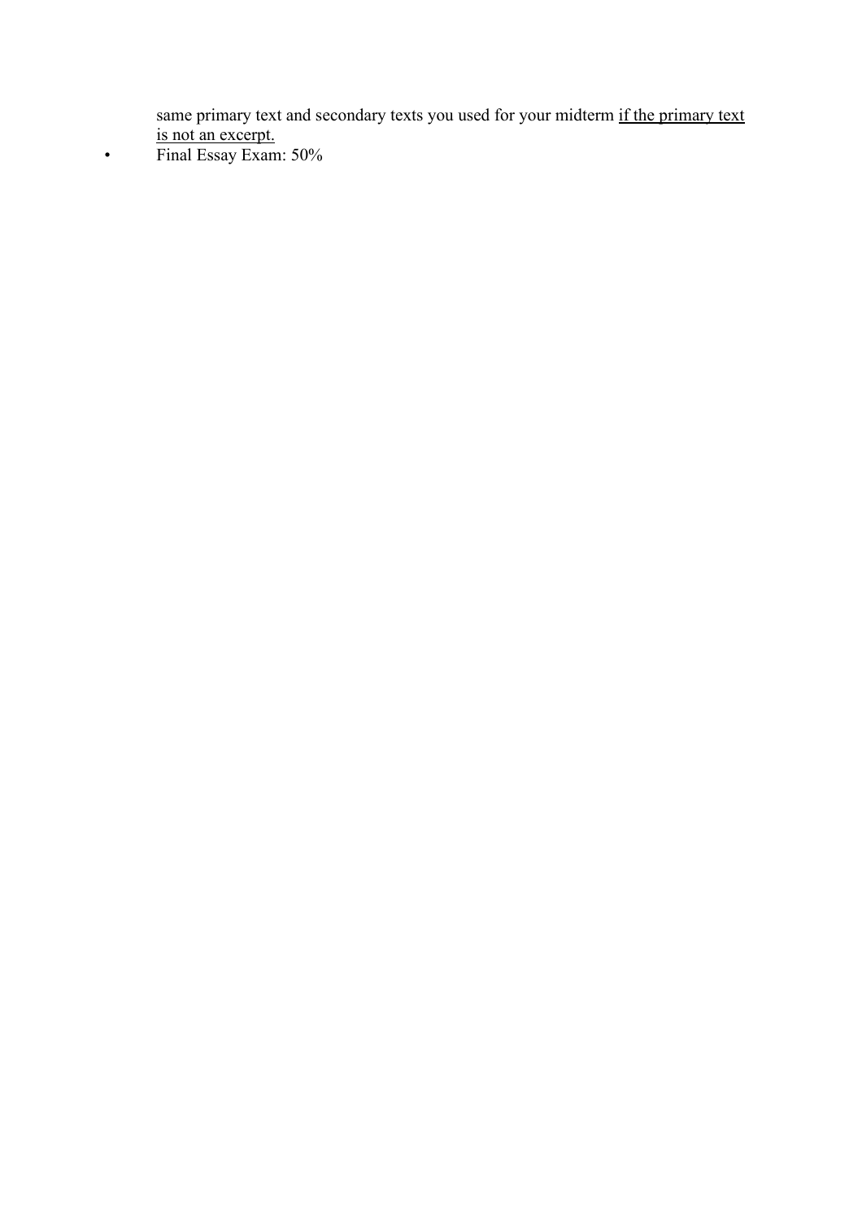same primary text and secondary texts you used for your midterm <u>if the primary text is not an excerpt.</u>

- Final Essay Exam: 50%